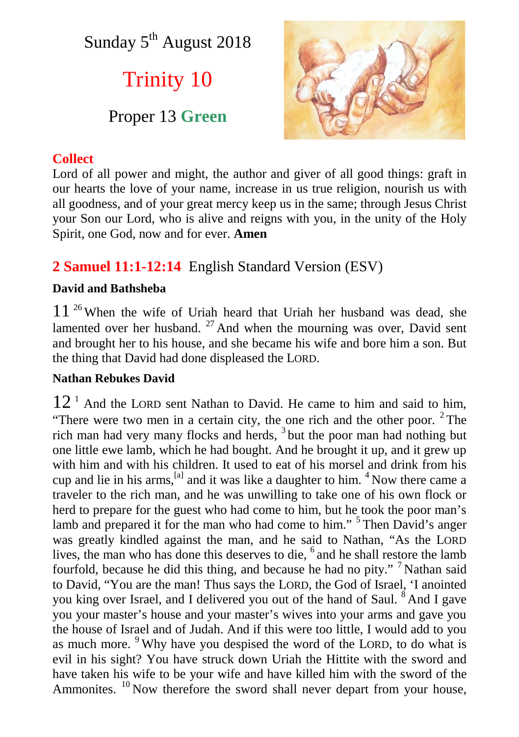Sunday 5th August 2018

# Trinity 10

Proper 13 **Green**

## Collect

Lord of all power and might, the author and giver of all good things: graft in our hearts the love of your name, increase in us true religion, nourish us with all goodness, and of your great mercy keep us in the same; through Jesus Christ your Son our Lord, who is alive and reigns with you, in the unity of the Holy Spirit, one God, now and for ever. **Amen**

## 2 Samuel 11:1-12:14 English Standard Version (ESV)

### David and Bathsheba

11 [26] When the wife of Uriah heard that Uriah her husband was dead, she lamented over her husband. [27] And when the mourning was over, David sent and brought her to his house, and she became his wife and bore him a son. But the thing that David had done displeased the LORD.

### Nathan Rebukes David

12 [1] And the LORD sent Nathan to David. He came to him and said to him, "There were two men in a certain city, the one rich and the other poor. [2] The rich man had very many flocks and herds, [3] but the poor man had nothing but one little ewe lamb, which he had bought. And he brought it up, and it grew up with him and with his children. It used to eat of his morsel and drink from his cup and lie in his arms,[a] and it was like a daughter to him. [4] Now there came a traveler to the rich man, and he was unwilling to take one of his own flock or herd to prepare for the guest who had come to him, but he took the poor man's lamb and prepared it for the man who had come to him." [5] Then David's anger was greatly kindled against the man, and he said to Nathan, "As the LORD lives, the man who has done this deserves to die, [6] and he shall restore the lamb fourfold, because he did this thing, and because he had no pity." [7] Nathan said to David, "You are the man! Thus says the LORD, the God of Israel, 'I anointed you king over Israel, and I delivered you out of the hand of Saul. [8] And I gave you your master's house and your master's wives into your arms and gave you the house of Israel and of Judah. And if this were too little, I would add to you as much more. [9] Why have you despised the word of the LORD, to do what is evil in his sight? You have struck down Uriah the Hittite with the sword and have taken his wife to be your wife and have killed him with the sword of the Ammonites. [10] Now therefore the sword shall never depart from your house,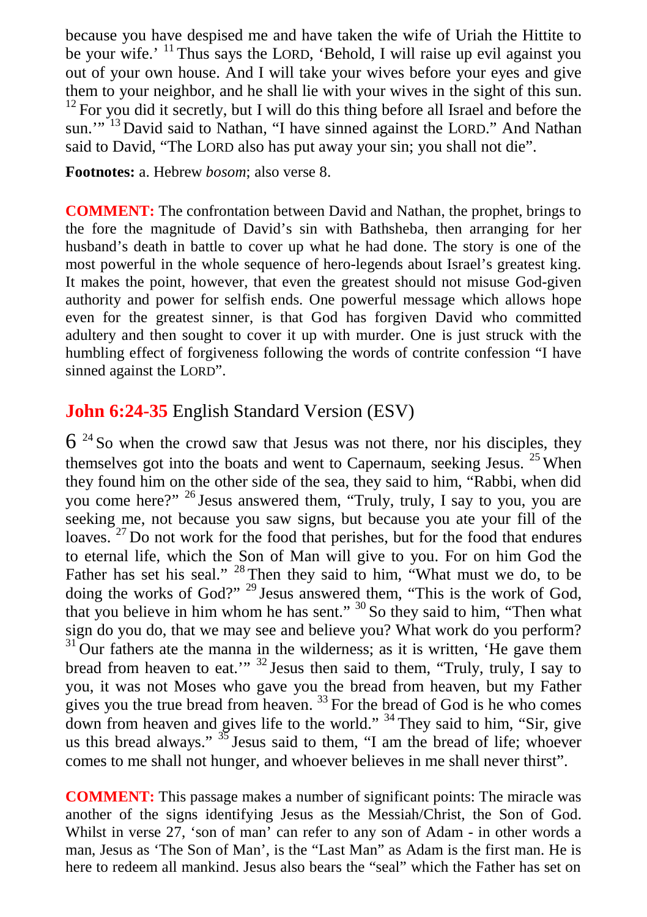because you have despised me and have taken the wife of Uriah the Hittite to be your wife.' [11] Thus says the LORD, 'Behold, I will raise up evil against you out of your own house. And I will take your wives before your eyes and give them to your neighbor, and he shall lie with your wives in the sight of this sun. [12] For you did it secretly, but I will do this thing before all Israel and before the sun.'" [13] David said to Nathan, "I have sinned against the LORD." And Nathan said to David, "The LORD also has put away your sin; you shall not die".

**Footnotes:** a. Hebrew *bosom*; also verse 8.

**COMMENT:** The confrontation between David and Nathan, the prophet, brings to the fore the magnitude of David's sin with Bathsheba, then arranging for her husband's death in battle to cover up what he had done. The story is one of the most powerful in the whole sequence of hero-legends about Israel's greatest king. It makes the point, however, that even the greatest should not misuse God-given authority and power for selfish ends. One powerful message which allows hope even for the greatest sinner, is that God has forgiven David who committed adultery and then sought to cover it up with murder. One is just struck with the humbling effect of forgiveness following the words of contrite confession "I have sinned against the LORD".

## **John 6:24-35** English Standard Version (ESV)

6 [24] So when the crowd saw that Jesus was not there, nor his disciples, they themselves got into the boats and went to Capernaum, seeking Jesus. [25] When they found him on the other side of the sea, they said to him, "Rabbi, when did you come here?" [26] Jesus answered them, "Truly, truly, I say to you, you are seeking me, not because you saw signs, but because you ate your fill of the loaves. [27] Do not work for the food that perishes, but for the food that endures to eternal life, which the Son of Man will give to you. For on him God the Father has set his seal." [28] Then they said to him, "What must we do, to be doing the works of God?" [29] Jesus answered them, "This is the work of God, that you believe in him whom he has sent." [30] So they said to him, "Then what sign do you do, that we may see and believe you? What work do you perform? [31] Our fathers ate the manna in the wilderness; as it is written, 'He gave them bread from heaven to eat.'" [32] Jesus then said to them, "Truly, truly, I say to you, it was not Moses who gave you the bread from heaven, but my Father gives you the true bread from heaven. [33] For the bread of God is he who comes down from heaven and gives life to the world." [34] They said to him, "Sir, give us this bread always." [35] Jesus said to them, "I am the bread of life; whoever comes to me shall not hunger, and whoever believes in me shall never thirst".

**COMMENT:** This passage makes a number of significant points: The miracle was another of the signs identifying Jesus as the Messiah/Christ, the Son of God. Whilst in verse 27, 'son of man' can refer to any son of Adam - in other words a man, Jesus as 'The Son of Man', is the "Last Man" as Adam is the first man. He is here to redeem all mankind. Jesus also bears the "seal" which the Father has set on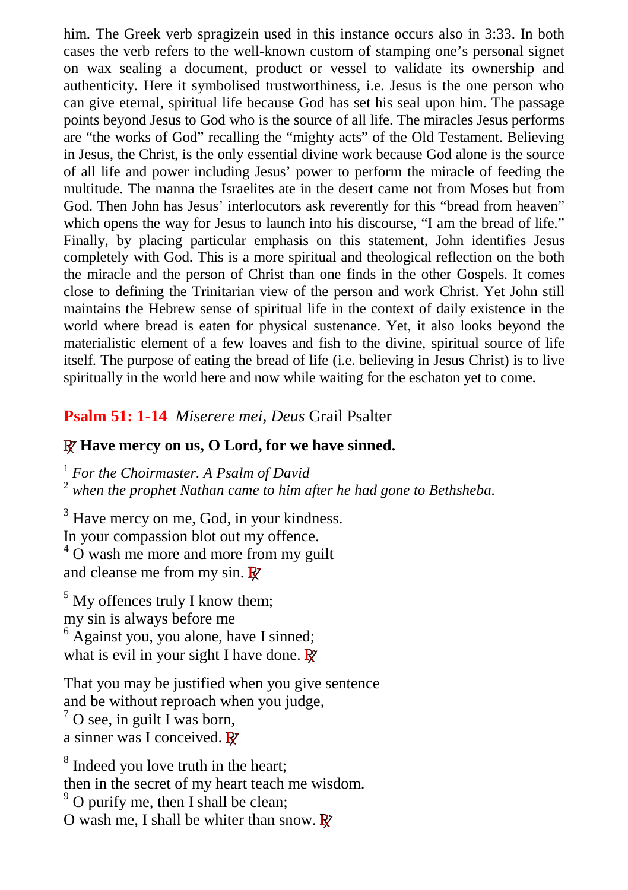him. The Greek verb spragizein used in this instance occurs also in 3:33. In both cases the verb refers to the well-known custom of stamping one's personal signet on wax sealing a document, product or vessel to validate its ownership and authenticity. Here it symbolised trustworthiness, i.e. Jesus is the one person who can give eternal, spiritual life because God has set his seal upon him. The passage points beyond Jesus to God who is the source of all life. The miracles Jesus performs are "the works of God" recalling the "mighty acts" of the Old Testament. Believing in Jesus, the Christ, is the only essential divine work because God alone is the source of all life and power including Jesus' power to perform the miracle of feeding the multitude. The manna the Israelites ate in the desert came not from Moses but from God. Then John has Jesus' interlocutors ask reverently for this "bread from heaven" which opens the way for Jesus to launch into his discourse, "I am the bread of life." Finally, by placing particular emphasis on this statement, John identifies Jesus completely with God. This is a more spiritual and theological reflection on the both the miracle and the person of Christ than one finds in the other Gospels. It comes close to defining the Trinitarian view of the person and work Christ. Yet John still maintains the Hebrew sense of spiritual life in the context of daily existence in the world where bread is eaten for physical sustenance. Yet, it also looks beyond the materialistic element of a few loaves and fish to the divine, spiritual source of life itself. The purpose of eating the bread of life (i.e. believing in Jesus Christ) is to live spiritually in the world here and now while waiting for the eschaton yet to come.

## **Psalm 51: 1-14** *Miserere mei, Deus* Grail Psalter

℟ **Have mercy on us, O Lord, for we have sinned.**

[1] *For the Choirmaster. A Psalm of David*
[2] *when the prophet Nathan came to him after he had gone to Bethsheba.*

[3] Have mercy on me, God, in your kindness.
In your compassion blot out my offence.
[4] O wash me more and more from my guilt
and cleanse me from my sin. ℟

[5] My offences truly I know them;
my sin is always before me
[6] Against you, you alone, have I sinned;
what is evil in your sight I have done. ℟

That you may be justified when you give sentence
and be without reproach when you judge,
[7] O see, in guilt I was born,
a sinner was I conceived. ℟

[8] Indeed you love truth in the heart;
then in the secret of my heart teach me wisdom.
[9] O purify me, then I shall be clean;
O wash me, I shall be whiter than snow. ℟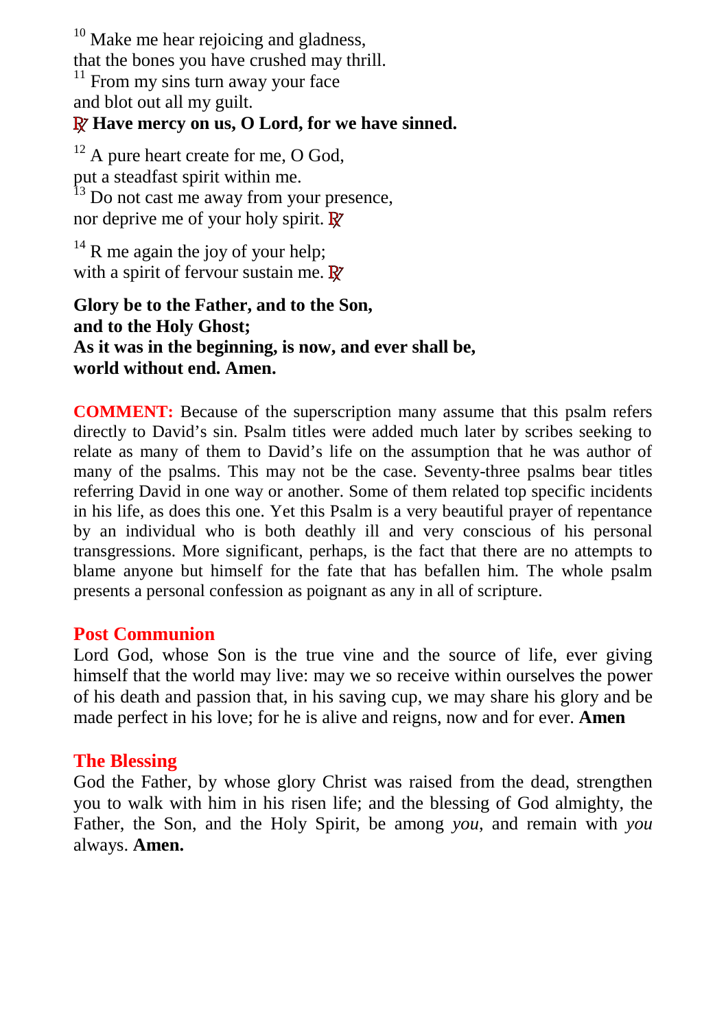[10] Make me hear rejoicing and gladness,
that the bones you have crushed may thrill.
[11] From my sins turn away your face
and blot out all my guilt.
℟ **Have mercy on us, O Lord, for we have sinned.**

[12] A pure heart create for me, O God,
put a steadfast spirit within me.
[13] Do not cast me away from your presence,
nor deprive me of your holy spirit. ℟

[14] R me again the joy of your help;
with a spirit of fervour sustain me. ℟

**Glory be to the Father, and to the Son,**
**and to the Holy Ghost;**
**As it was in the beginning, is now, and ever shall be,**
**world without end. Amen.**

**COMMENT:** Because of the superscription many assume that this psalm refers directly to David's sin. Psalm titles were added much later by scribes seeking to relate as many of them to David's life on the assumption that he was author of many of the psalms. This may not be the case. Seventy-three psalms bear titles referring David in one way or another. Some of them related top specific incidents in his life, as does this one. Yet this Psalm is a very beautiful prayer of repentance by an individual who is both deathly ill and very conscious of his personal transgressions. More significant, perhaps, is the fact that there are no attempts to blame anyone but himself for the fate that has befallen him. The whole psalm presents a personal confession as poignant as any in all of scripture.

## Post Communion

Lord God, whose Son is the true vine and the source of life, ever giving himself that the world may live: may we so receive within ourselves the power of his death and passion that, in his saving cup, we may share his glory and be made perfect in his love; for he is alive and reigns, now and for ever. **Amen**

## The Blessing

God the Father, by whose glory Christ was raised from the dead, strengthen you to walk with him in his risen life; and the blessing of God almighty, the Father, the Son, and the Holy Spirit, be among *you*, and remain with *you* always. **Amen.**